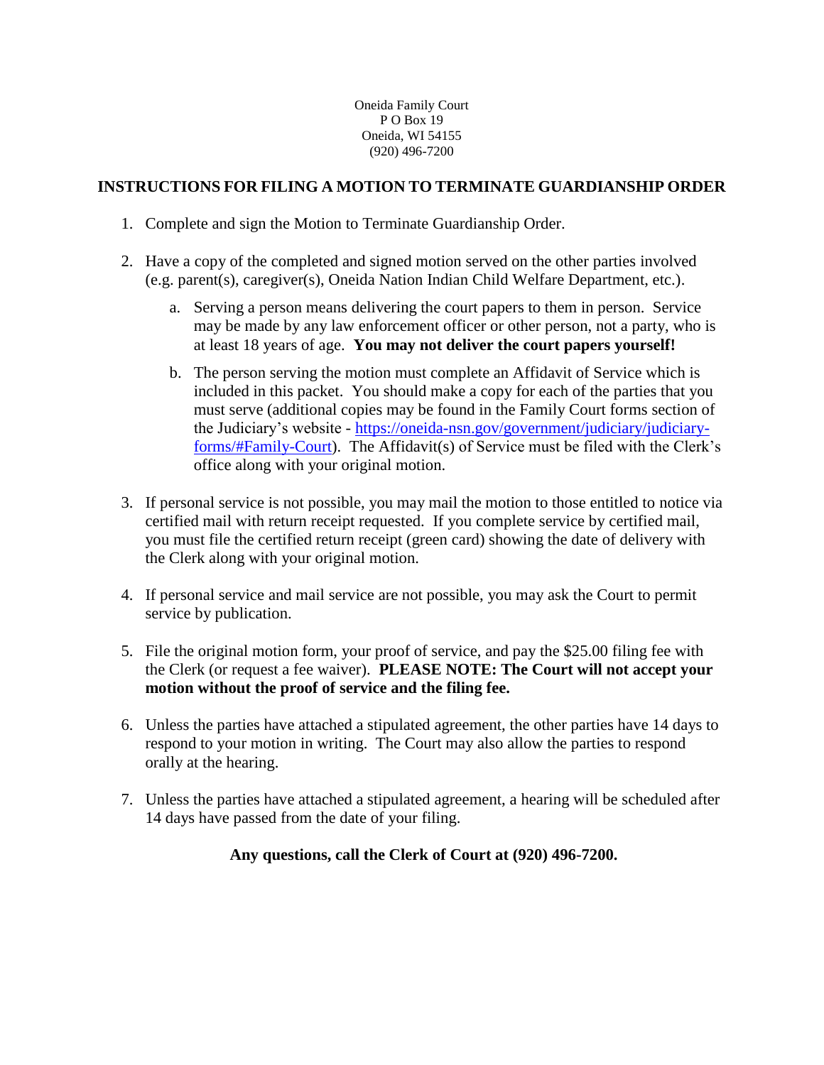Oneida Family Court
P O Box 19
Oneida, WI 54155
(920) 496-7200

## INSTRUCTIONS FOR FILING A MOTION TO TERMINATE GUARDIANSHIP ORDER

1. Complete and sign the Motion to Terminate Guardianship Order.

2. Have a copy of the completed and signed motion served on the other parties involved (e.g. parent(s), caregiver(s), Oneida Nation Indian Child Welfare Department, etc.).

   a. Serving a person means delivering the court papers to them in person. Service may be made by any law enforcement officer or other person, not a party, who is at least 18 years of age. **You may not deliver the court papers yourself!**

   b. The person serving the motion must complete an Affidavit of Service which is included in this packet. You should make a copy for each of the parties that you must serve (additional copies may be found in the Family Court forms section of the Judiciary's website - https://oneida-nsn.gov/government/judiciary/judiciary-forms/#Family-Court). The Affidavit(s) of Service must be filed with the Clerk's office along with your original motion.

3. If personal service is not possible, you may mail the motion to those entitled to notice via certified mail with return receipt requested. If you complete service by certified mail, you must file the certified return receipt (green card) showing the date of delivery with the Clerk along with your original motion.

4. If personal service and mail service are not possible, you may ask the Court to permit service by publication.

5. File the original motion form, your proof of service, and pay the $25.00 filing fee with the Clerk (or request a fee waiver). **PLEASE NOTE: The Court will not accept your motion without the proof of service and the filing fee.**

6. Unless the parties have attached a stipulated agreement, the other parties have 14 days to respond to your motion in writing. The Court may also allow the parties to respond orally at the hearing.

7. Unless the parties have attached a stipulated agreement, a hearing will be scheduled after 14 days have passed from the date of your filing.

**Any questions, call the Clerk of Court at (920) 496-7200.**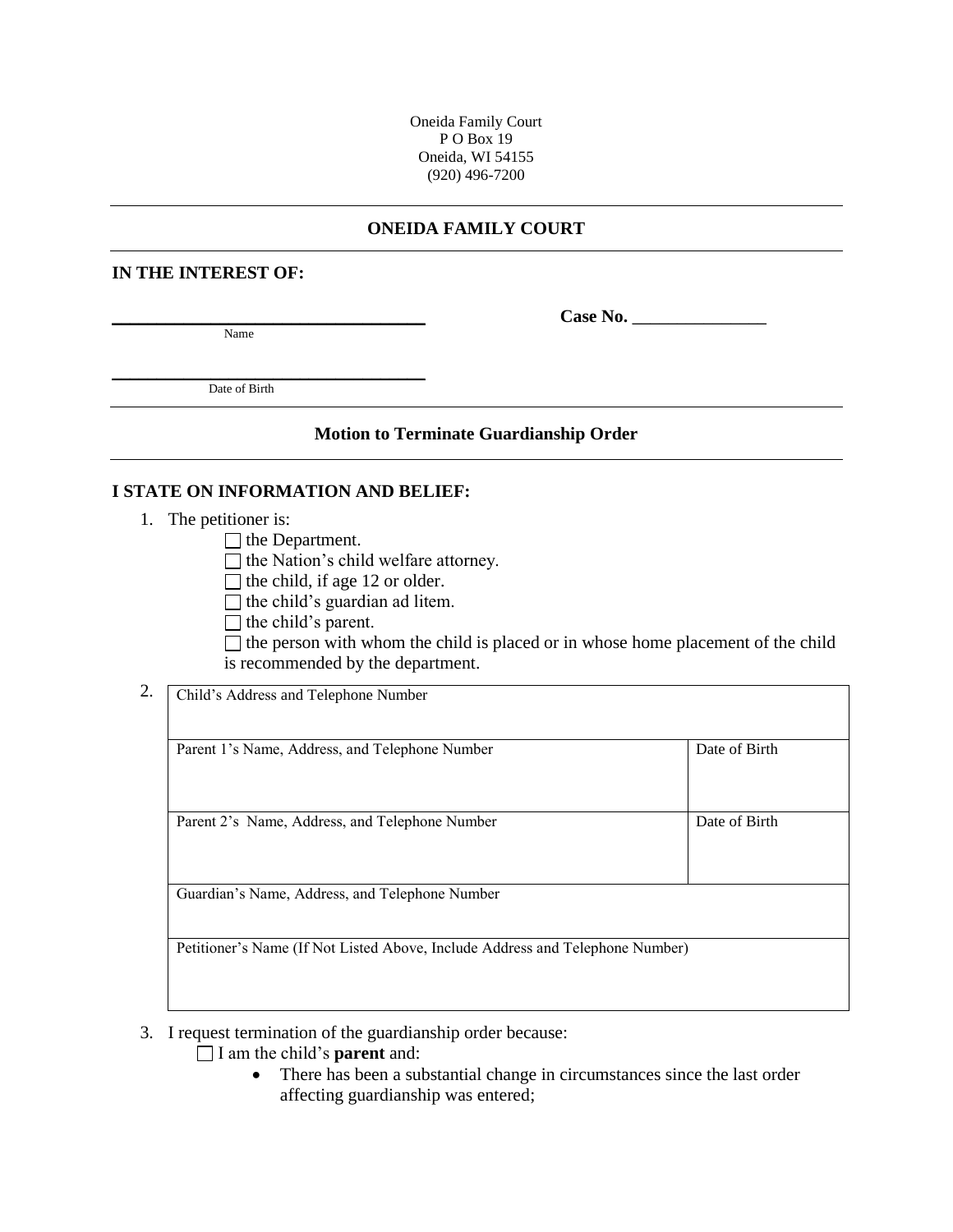Oneida Family Court
P O Box 19
Oneida, WI 54155
(920) 496-7200

## ONEIDA FAMILY COURT

**IN THE INTEREST OF:**

**\_\_\_\_\_\_\_\_\_\_\_\_\_\_\_\_\_\_\_\_\_\_\_\_\_\_\_\_\_\_\_\_\_\_\_\_**
Name

**Case No.** \_\_\_\_\_\_\_\_\_\_\_\_\_\_\_

**\_\_\_\_\_\_\_\_\_\_\_\_\_\_\_\_\_\_\_\_\_\_\_\_\_\_\_\_\_\_\_\_\_\_\_\_**
Date of Birth

### Motion to Terminate Guardianship Order

**I STATE ON INFORMATION AND BELIEF:**

1. The petitioner is:
   - ☐ the Department.
   - ☐ the Nation's child welfare attorney.
   - ☐ the child, if age 12 or older.
   - ☐ the child's guardian ad litem.
   - ☐ the child's parent.
   - ☐ the person with whom the child is placed or in whose home placement of the child is recommended by the department.

2.

| Child's Address and Telephone Number | |
|---|---|
| Parent 1's Name, Address, and Telephone Number | Date of Birth |
| Parent 2's Name, Address, and Telephone Number | Date of Birth |
| Guardian's Name, Address, and Telephone Number | |
| Petitioner's Name (If Not Listed Above, Include Address and Telephone Number) | |

3. I request termination of the guardianship order because:
   - ☐ I am the child's **parent** and:
     - There has been a substantial change in circumstances since the last order affecting guardianship was entered;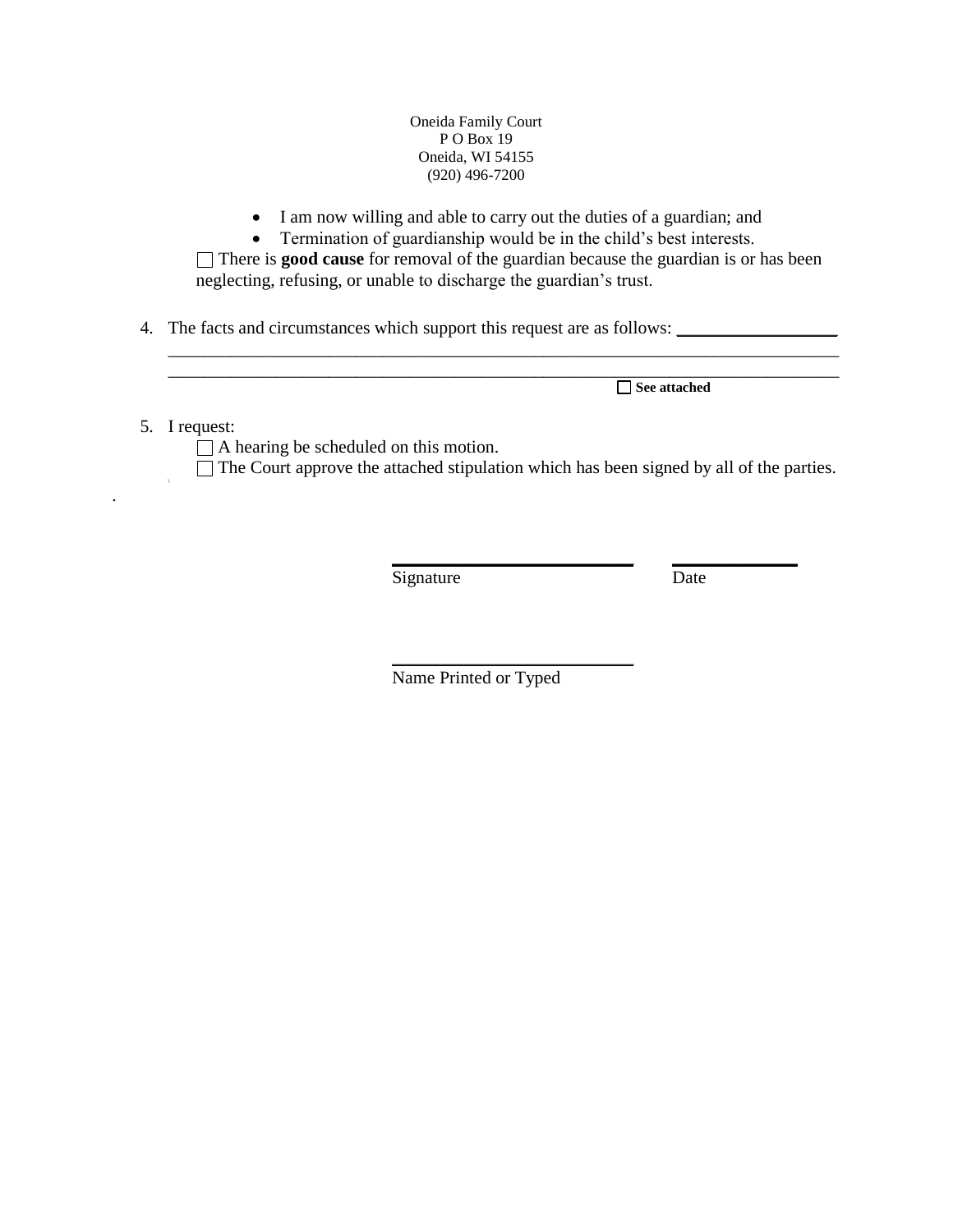Oneida Family Court
P O Box 19
Oneida, WI 54155
(920) 496-7200

- I am now willing and able to carry out the duties of a guardian; and
- Termination of guardianship would be in the child's best interests.

☐ There is **good cause** for removal of the guardian because the guardian is or has been neglecting, refusing, or unable to discharge the guardian's trust.

4. The facts and circumstances which support this request are as follows: ___________________
_______________________________________________________________________________
_______________________________________________________________________________
☐ **See attached**

5. I request:
   ☐ A hearing be scheduled on this motion.
   ☐ The Court approve the attached stipulation which has been signed by all of the parties.

___________________________ ______________
Signature Date

___________________________
Name Printed or Typed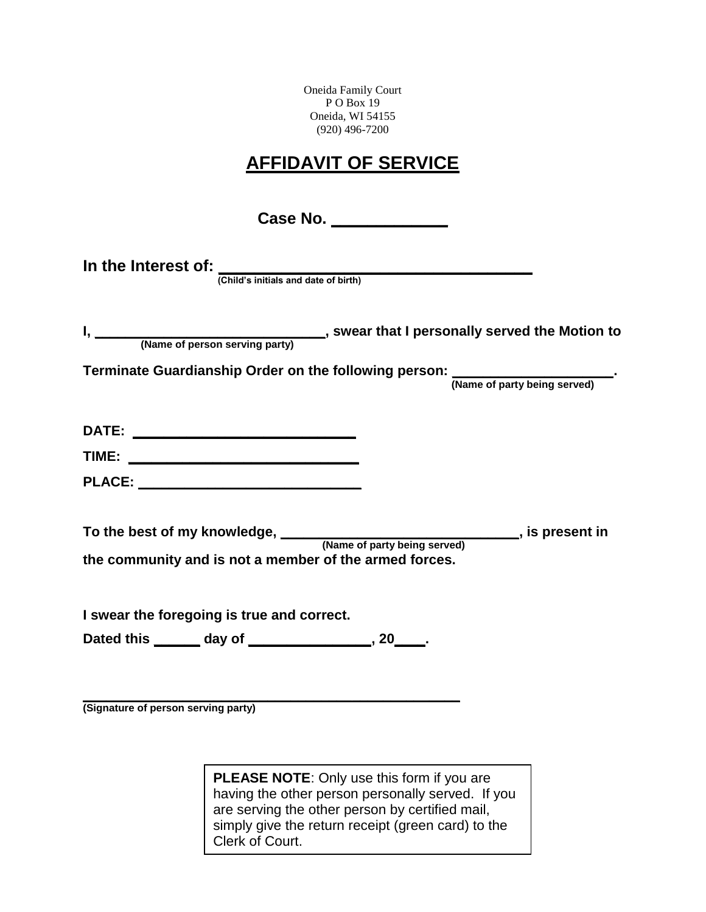Oneida Family Court
P O Box 19
Oneida, WI 54155
(920) 496-7200

# AFFIDAVIT OF SERVICE

**Case No. _____________**

**In the Interest of: ___________________________________**
**(Child's initials and date of birth)**

**I, ____________________________, swear that I personally served the Motion to**
**(Name of person serving party)**

**Terminate Guardianship Order on the following person: ____________________.**
**(Name of party being served)**

**DATE: ____________________________**

**TIME: ____________________________**

**PLACE: ____________________________**

**To the best of my knowledge, ______________________________, is present in**
**(Name of party being served)**
**the community and is not a member of the armed forces.**

**I swear the foregoing is true and correct.**

**Dated this ______ day of _______________, 20____.**

**_______________________________________________**
**(Signature of person serving party)**

> **PLEASE NOTE**: Only use this form if you are having the other person personally served. If you are serving the other person by certified mail, simply give the return receipt (green card) to the Clerk of Court.